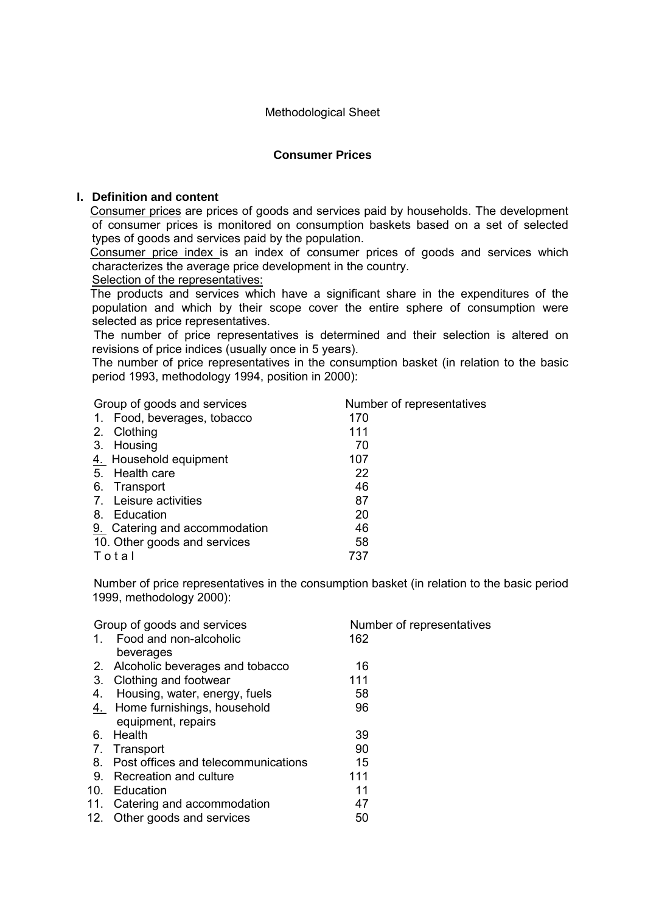Methodological Sheet

## Consumer Prices

### I. Definition and content

Consumer prices are prices of goods and services paid by households. The development of consumer prices is monitored on consumption baskets based on a set of selected types of goods and services paid by the population.

Consumer price index is an index of consumer prices of goods and services which characterizes the average price development in the country.

Selection of the representatives:

The products and services which have a significant share in the expenditures of the population and which by their scope cover the entire sphere of consumption were selected as price representatives.

The number of price representatives is determined and their selection is altered on revisions of price indices (usually once in 5 years).

The number of price representatives in the consumption basket (in relation to the basic period 1993, methodology 1994, position in 2000):

| Group of goods and services | Number of representatives |
|---|---|
| 1. Food, beverages, tobacco | 170 |
| 2. Clothing | 111 |
| 3. Housing | 70 |
| 4. Household equipment | 107 |
| 5. Health care | 22 |
| 6. Transport | 46 |
| 7. Leisure activities | 87 |
| 8. Education | 20 |
| 9. Catering and accommodation | 46 |
| 10. Other goods and services | 58 |
| Total | 737 |

Number of price representatives in the consumption basket (in relation to the basic period 1999, methodology 2000):

| Group of goods and services | Number of representatives |
|---|---|
| 1. Food and non-alcoholic beverages | 162 |
| 2. Alcoholic beverages and tobacco | 16 |
| 3. Clothing and footwear | 111 |
| 4. Housing, water, energy, fuels | 58 |
| 4. Home furnishings, household equipment, repairs | 96 |
| 6. Health | 39 |
| 7. Transport | 90 |
| 8. Post offices and telecommunications | 15 |
| 9. Recreation and culture | 111 |
| 10. Education | 11 |
| 11. Catering and accommodation | 47 |
| 12. Other goods and services | 50 |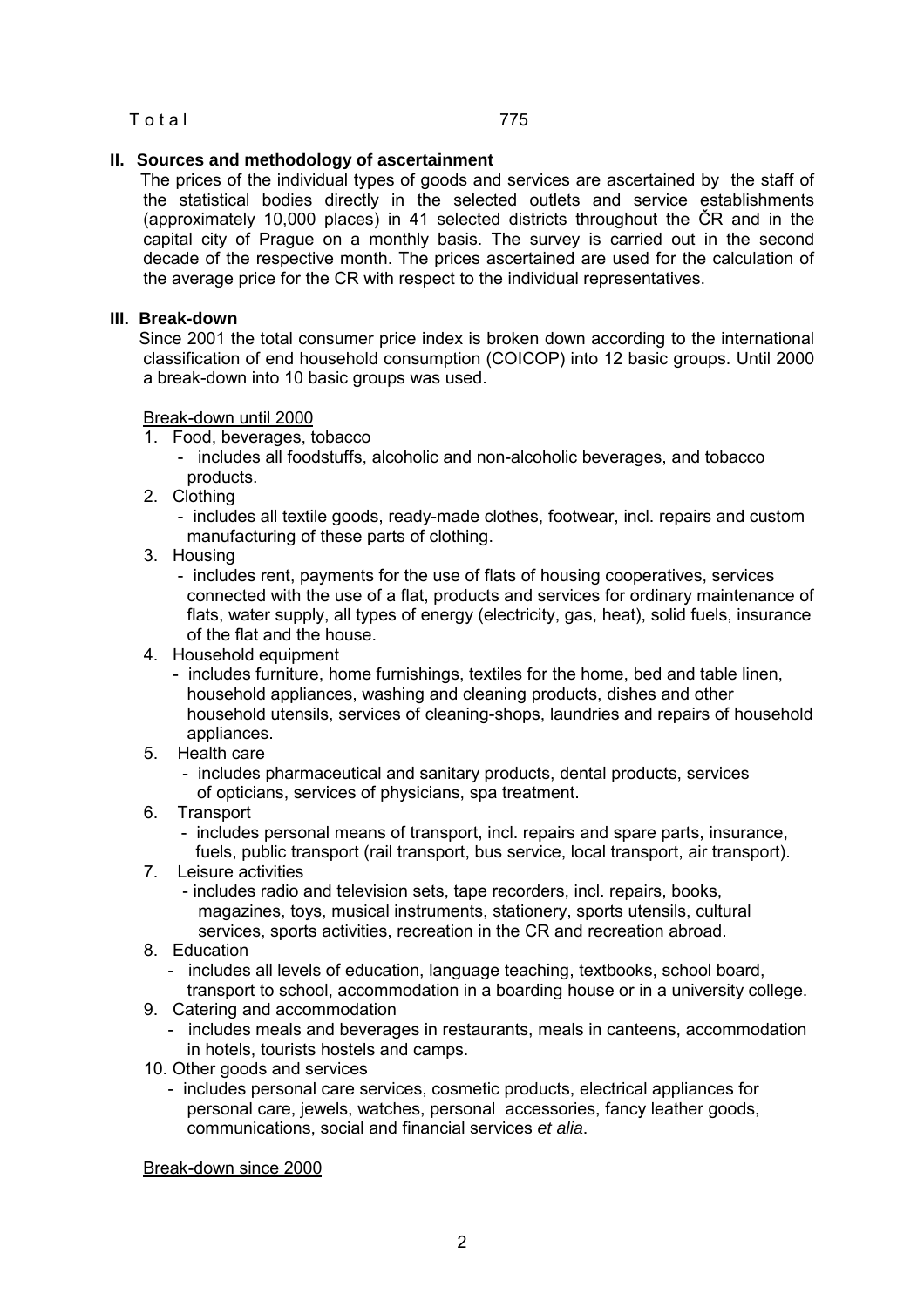| | |
|---|---|
| T o t a l | 775 |

## II. Sources and methodology of ascertainment

The prices of the individual types of goods and services are ascertained by the staff of the statistical bodies directly in the selected outlets and service establishments (approximately 10,000 places) in 41 selected districts throughout the ČR and in the capital city of Prague on a monthly basis. The survey is carried out in the second decade of the respective month. The prices ascertained are used for the calculation of the average price for the CR with respect to the individual representatives.

## III. Break-down

Since 2001 the total consumer price index is broken down according to the international classification of end household consumption (COICOP) into 12 basic groups. Until 2000 a break-down into 10 basic groups was used.

Break-down until 2000

1. Food, beverages, tobacco
   - includes all foodstuffs, alcoholic and non-alcoholic beverages, and tobacco products.
2. Clothing
   - includes all textile goods, ready-made clothes, footwear, incl. repairs and custom manufacturing of these parts of clothing.
3. Housing
   - includes rent, payments for the use of flats of housing cooperatives, services connected with the use of a flat, products and services for ordinary maintenance of flats, water supply, all types of energy (electricity, gas, heat), solid fuels, insurance of the flat and the house.
4. Household equipment
   - includes furniture, home furnishings, textiles for the home, bed and table linen, household appliances, washing and cleaning products, dishes and other household utensils, services of cleaning-shops, laundries and repairs of household appliances.
5. Health care
   - includes pharmaceutical and sanitary products, dental products, services of opticians, services of physicians, spa treatment.
6. Transport
   - includes personal means of transport, incl. repairs and spare parts, insurance, fuels, public transport (rail transport, bus service, local transport, air transport).
7. Leisure activities
   - includes radio and television sets, tape recorders, incl. repairs, books, magazines, toys, musical instruments, stationery, sports utensils, cultural services, sports activities, recreation in the CR and recreation abroad.
8. Education
   - includes all levels of education, language teaching, textbooks, school board, transport to school, accommodation in a boarding house or in a university college.
9. Catering and accommodation
   - includes meals and beverages in restaurants, meals in canteens, accommodation in hotels, tourists hostels and camps.
10. Other goods and services
    - includes personal care services, cosmetic products, electrical appliances for personal care, jewels, watches, personal accessories, fancy leather goods, communications, social and financial services *et alia*.

Break-down since 2000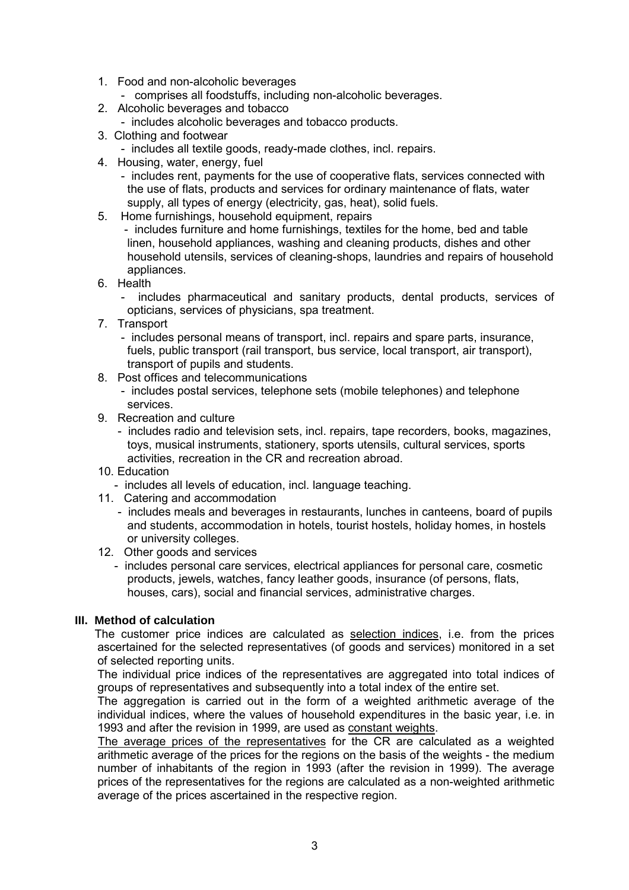1. Food and non-alcoholic beverages
   - comprises all foodstuffs, including non-alcoholic beverages.
2. Alcoholic beverages and tobacco
   - includes alcoholic beverages and tobacco products.
3. Clothing and footwear
   - includes all textile goods, ready-made clothes, incl. repairs.
4. Housing, water, energy, fuel
   - includes rent, payments for the use of cooperative flats, services connected with the use of flats, products and services for ordinary maintenance of flats, water supply, all types of energy (electricity, gas, heat), solid fuels.
5. Home furnishings, household equipment, repairs
   - includes furniture and home furnishings, textiles for the home, bed and table linen, household appliances, washing and cleaning products, dishes and other household utensils, services of cleaning-shops, laundries and repairs of household appliances.
6. Health
   - includes pharmaceutical and sanitary products, dental products, services of opticians, services of physicians, spa treatment.
7. Transport
   - includes personal means of transport, incl. repairs and spare parts, insurance, fuels, public transport (rail transport, bus service, local transport, air transport), transport of pupils and students.
8. Post offices and telecommunications
   - includes postal services, telephone sets (mobile telephones) and telephone services.
9. Recreation and culture
   - includes radio and television sets, incl. repairs, tape recorders, books, magazines, toys, musical instruments, stationery, sports utensils, cultural services, sports activities, recreation in the CR and recreation abroad.
10. Education
    - includes all levels of education, incl. language teaching.
11. Catering and accommodation
    - includes meals and beverages in restaurants, lunches in canteens, board of pupils and students, accommodation in hotels, tourist hostels, holiday homes, in hostels or university colleges.
12. Other goods and services
    - includes personal care services, electrical appliances for personal care, cosmetic products, jewels, watches, fancy leather goods, insurance (of persons, flats, houses, cars), social and financial services, administrative charges.

### III. Method of calculation

The customer price indices are calculated as selection indices, i.e. from the prices ascertained for the selected representatives (of goods and services) monitored in a set of selected reporting units.

The individual price indices of the representatives are aggregated into total indices of groups of representatives and subsequently into a total index of the entire set.

The aggregation is carried out in the form of a weighted arithmetic average of the individual indices, where the values of household expenditures in the basic year, i.e. in 1993 and after the revision in 1999, are used as constant weights.

The average prices of the representatives for the CR are calculated as a weighted arithmetic average of the prices for the regions on the basis of the weights - the medium number of inhabitants of the region in 1993 (after the revision in 1999). The average prices of the representatives for the regions are calculated as a non-weighted arithmetic average of the prices ascertained in the respective region.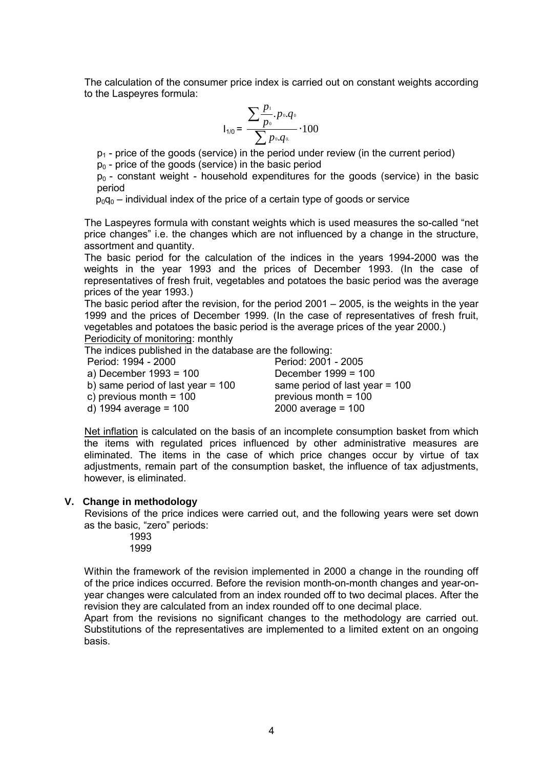The calculation of the consumer price index is carried out on constant weights according to the Laspeyres formula:

$$I_{1/0} = \frac{\sum \frac{p_1}{p_0} . p_0 . q_0}{\sum p_0 . q_0} \cdot 100$$

$p_1$ - price of the goods (service) in the period under review (in the current period)

$p_0$ - price of the goods (service) in the basic period

$p_0$ - constant weight - household expenditures for the goods (service) in the basic period

$p_0 q_0$ – individual index of the price of a certain type of goods or service

The Laspeyres formula with constant weights which is used measures the so-called "net price changes" i.e. the changes which are not influenced by a change in the structure, assortment and quantity.

The basic period for the calculation of the indices in the years 1994-2000 was the weights in the year 1993 and the prices of December 1993. (In the case of representatives of fresh fruit, vegetables and potatoes the basic period was the average prices of the year 1993.)

The basic period after the revision, for the period 2001 – 2005, is the weights in the year 1999 and the prices of December 1999. (In the case of representatives of fresh fruit, vegetables and potatoes the basic period is the average prices of the year 2000.)

Periodicity of monitoring: monthly

The indices published in the database are the following:

| Period: 1994 - 2000 | Period: 2001 - 2005 |
|---|---|
| a) December 1993 = 100 | December 1999 = 100 |
| b) same period of last year = 100 | same period of last year = 100 |
| c) previous month = 100 | previous month = 100 |
| d) 1994 average = 100 | 2000 average = 100 |

Net inflation is calculated on the basis of an incomplete consumption basket from which the items with regulated prices influenced by other administrative measures are eliminated. The items in the case of which price changes occur by virtue of tax adjustments, remain part of the consumption basket, the influence of tax adjustments, however, is eliminated.

## V. Change in methodology

Revisions of the price indices were carried out, and the following years were set down as the basic, "zero" periods:

1993
1999

Within the framework of the revision implemented in 2000 a change in the rounding off of the price indices occurred. Before the revision month-on-month changes and year-on-year changes were calculated from an index rounded off to two decimal places. After the revision they are calculated from an index rounded off to one decimal place.

Apart from the revisions no significant changes to the methodology are carried out. Substitutions of the representatives are implemented to a limited extent on an ongoing basis.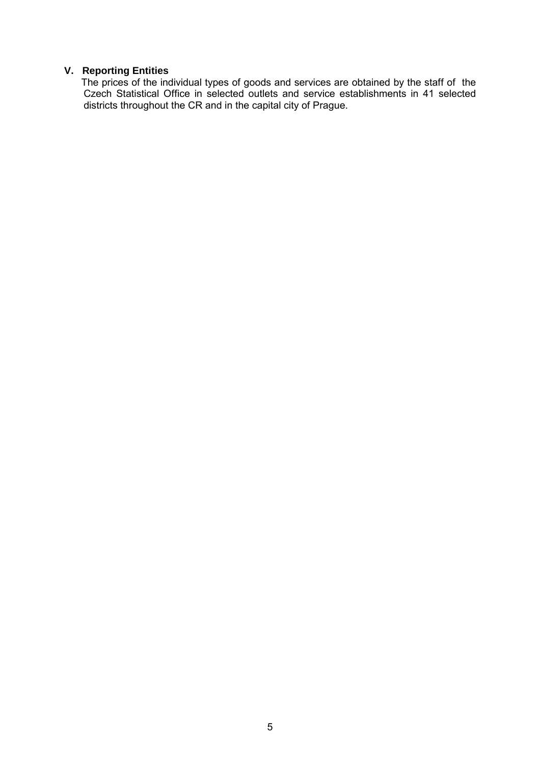## V. Reporting Entities

The prices of the individual types of goods and services are obtained by the staff of the Czech Statistical Office in selected outlets and service establishments in 41 selected districts throughout the CR and in the capital city of Prague.